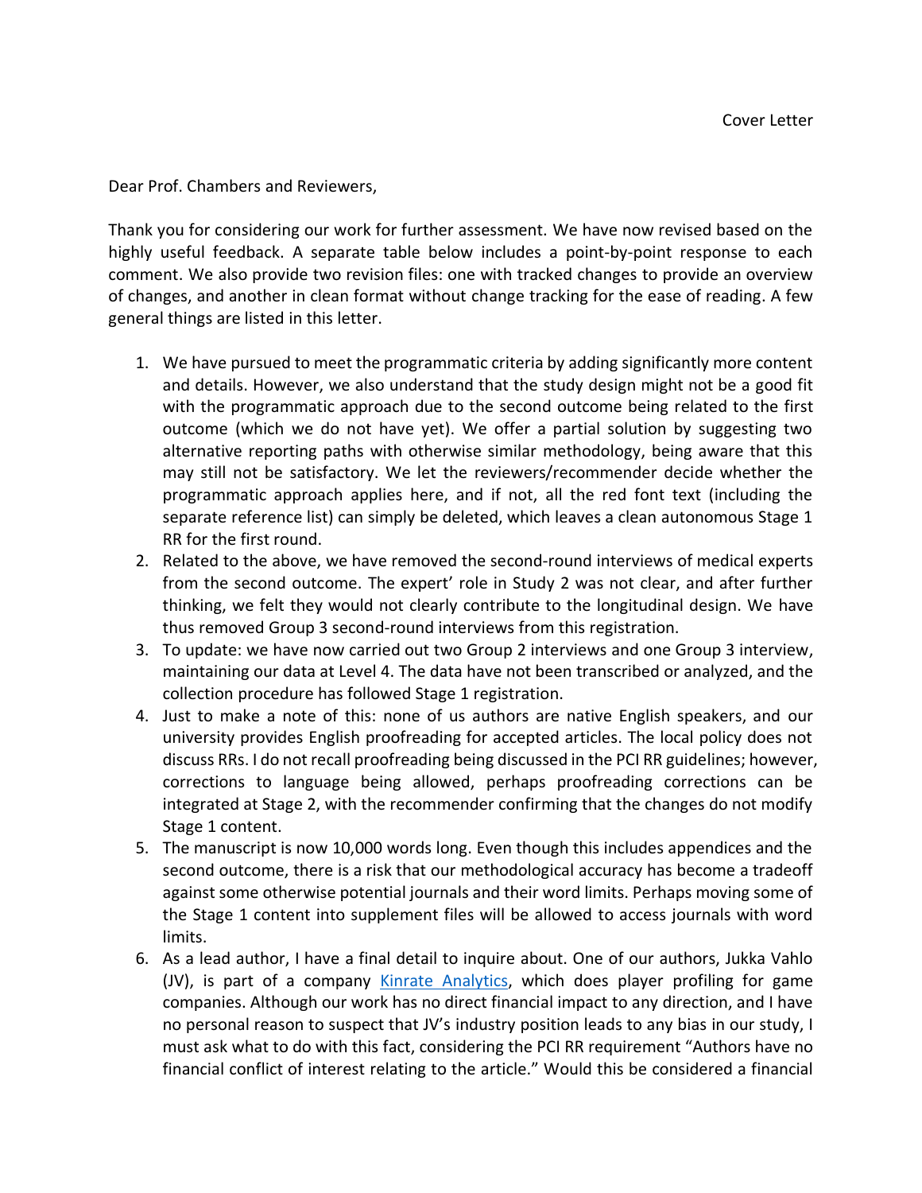Cover Letter

Dear Prof. Chambers and Reviewers,

Thank you for considering our work for further assessment. We have now revised based on the highly useful feedback. A separate table below includes a point-by-point response to each comment. We also provide two revision files: one with tracked changes to provide an overview of changes, and another in clean format without change tracking for the ease of reading. A few general things are listed in this letter.

1. We have pursued to meet the programmatic criteria by adding significantly more content and details. However, we also understand that the study design might not be a good fit with the programmatic approach due to the second outcome being related to the first outcome (which we do not have yet). We offer a partial solution by suggesting two alternative reporting paths with otherwise similar methodology, being aware that this may still not be satisfactory. We let the reviewers/recommender decide whether the programmatic approach applies here, and if not, all the red font text (including the separate reference list) can simply be deleted, which leaves a clean autonomous Stage 1 RR for the first round.
2. Related to the above, we have removed the second-round interviews of medical experts from the second outcome. The expert' role in Study 2 was not clear, and after further thinking, we felt they would not clearly contribute to the longitudinal design. We have thus removed Group 3 second-round interviews from this registration.
3. To update: we have now carried out two Group 2 interviews and one Group 3 interview, maintaining our data at Level 4. The data have not been transcribed or analyzed, and the collection procedure has followed Stage 1 registration.
4. Just to make a note of this: none of us authors are native English speakers, and our university provides English proofreading for accepted articles. The local policy does not discuss RRs. I do not recall proofreading being discussed in the PCI RR guidelines; however, corrections to language being allowed, perhaps proofreading corrections can be integrated at Stage 2, with the recommender confirming that the changes do not modify Stage 1 content.
5. The manuscript is now 10,000 words long. Even though this includes appendices and the second outcome, there is a risk that our methodological accuracy has become a tradeoff against some otherwise potential journals and their word limits. Perhaps moving some of the Stage 1 content into supplement files will be allowed to access journals with word limits.
6. As a lead author, I have a final detail to inquire about. One of our authors, Jukka Vahlo (JV), is part of a company [Kinrate Analytics](), which does player profiling for game companies. Although our work has no direct financial impact to any direction, and I have no personal reason to suspect that JV's industry position leads to any bias in our study, I must ask what to do with this fact, considering the PCI RR requirement "Authors have no financial conflict of interest relating to the article." Would this be considered a financial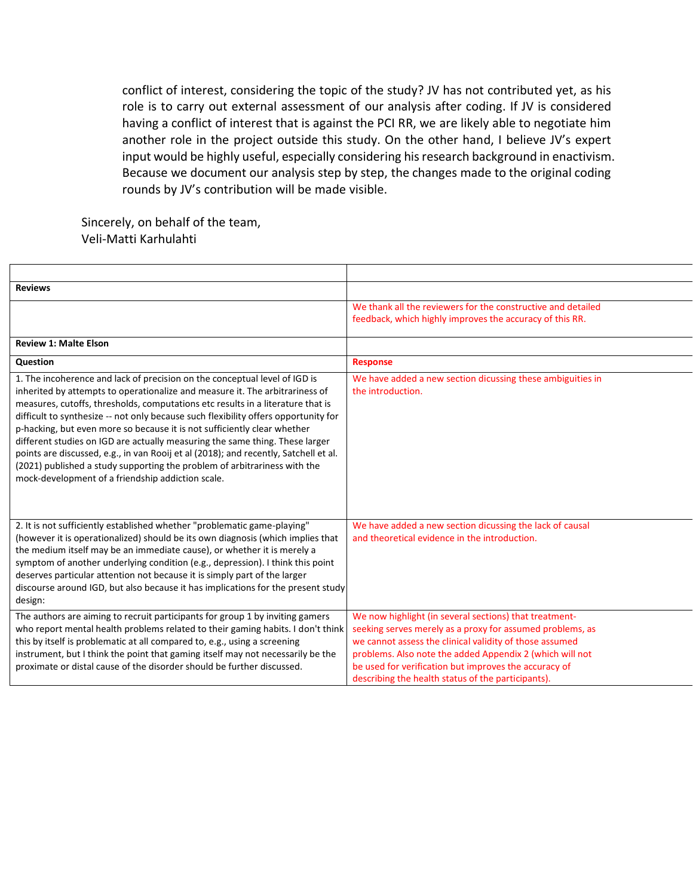conflict of interest, considering the topic of the study? JV has not contributed yet, as his role is to carry out external assessment of our analysis after coding. If JV is considered having a conflict of interest that is against the PCI RR, we are likely able to negotiate him another role in the project outside this study. On the other hand, I believe JV's expert input would be highly useful, especially considering his research background in enactivism. Because we document our analysis step by step, the changes made to the original coding rounds by JV's contribution will be made visible.

Sincerely, on behalf of the team,
Veli-Matti Karhulahti

| | |
|---|---|
| **Reviews** | |
| | We thank all the reviewers for the constructive and detailed feedback, which highly improves the accuracy of this RR. |
| **Review 1: Malte Elson** | |
| **Question** | **Response** |
| 1. The incoherence and lack of precision on the conceptual level of IGD is inherited by attempts to operationalize and measure it. The arbitrariness of measures, cutoffs, thresholds, computations etc results in a literature that is difficult to synthesize -- not only because such flexibility offers opportunity for p-hacking, but even more so because it is not sufficiently clear whether different studies on IGD are actually measuring the same thing. These larger points are discussed, e.g., in van Rooij et al (2018); and recently, Satchell et al. (2021) published a study supporting the problem of arbitrariness with the mock-development of a friendship addiction scale. | We have added a new section dicussing these ambiguities in the introduction. |
| 2. It is not sufficiently established whether "problematic game-playing" (however it is operationalized) should be its own diagnosis (which implies that the medium itself may be an immediate cause), or whether it is merely a symptom of another underlying condition (e.g., depression). I think this point deserves particular attention not because it is simply part of the larger discourse around IGD, but also because it has implications for the present study design: | We have added a new section dicussing the lack of causal and theoretical evidence in the introduction. |
| The authors are aiming to recruit participants for group 1 by inviting gamers who report mental health problems related to their gaming habits. I don't think this by itself is problematic at all compared to, e.g., using a screening instrument, but I think the point that gaming itself may not necessarily be the proximate or distal cause of the disorder should be further discussed. | We now highlight (in several sections) that treatment-seeking serves merely as a proxy for assumed problems, as we cannot assess the clinical validity of those assumed problems. Also note the added Appendix 2 (which will not be used for verification but improves the accuracy of describing the health status of the participants). |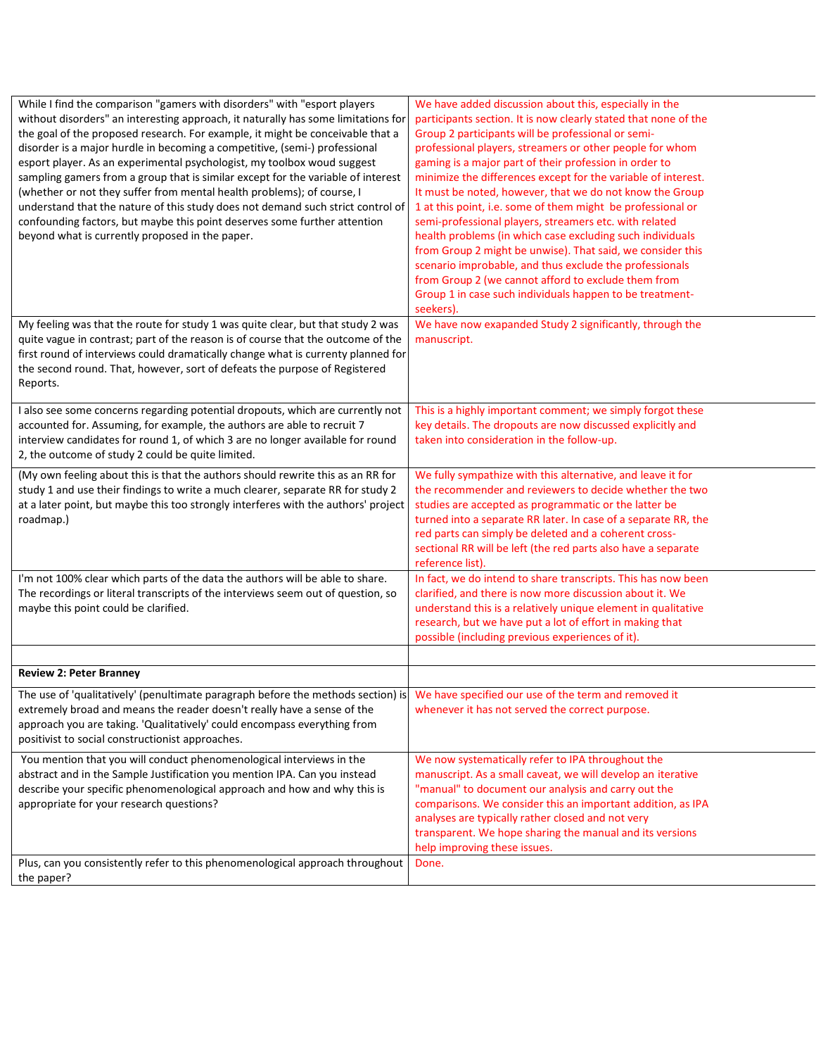| | |
|---|---|
| While I find the comparison "gamers with disorders" with "esport players without disorders" an interesting approach, it naturally has some limitations for the goal of the proposed research. For example, it might be conceivable that a disorder is a major hurdle in becoming a competitive, (semi-) professional esport player. As an experimental psychologist, my toolbox woud suggest sampling gamers from a group that is similar except for the variable of interest (whether or not they suffer from mental health problems); of course, I understand that the nature of this study does not demand such strict control of confounding factors, but maybe this point deserves some further attention beyond what is currently proposed in the paper. | We have added discussion about this, especially in the participants section. It is now clearly stated that none of the Group 2 participants will be professional or semi-professional players, streamers or other people for whom gaming is a major part of their profession in order to minimize the differences except for the variable of interest. It must be noted, however, that we do not know the Group 1 at this point, i.e. some of them might be professional or semi-professional players, streamers etc. with related health problems (in which case excluding such individuals from Group 2 might be unwise). That said, we consider this scenario improbable, and thus exclude the professionals from Group 2 (we cannot afford to exclude them from Group 1 in case such individuals happen to be treatment-seekers). |
| My feeling was that the route for study 1 was quite clear, but that study 2 was quite vague in contrast; part of the reason is of course that the outcome of the first round of interviews could dramatically change what is currenty planned for the second round. That, however, sort of defeats the purpose of Registered Reports. | We have now exapanded Study 2 significantly, through the manuscript. |
| I also see some concerns regarding potential dropouts, which are currently not accounted for. Assuming, for example, the authors are able to recruit 7 interview candidates for round 1, of which 3 are no longer available for round 2, the outcome of study 2 could be quite limited. | This is a highly important comment; we simply forgot these key details. The dropouts are now discussed explicitly and taken into consideration in the follow-up. |
| (My own feeling about this is that the authors should rewrite this as an RR for study 1 and use their findings to write a much clearer, separate RR for study 2 at a later point, but maybe this too strongly interferes with the authors' project roadmap.) | We fully sympathize with this alternative, and leave it for the recommender and reviewers to decide whether the two studies are accepted as programmatic or the latter be turned into a separate RR later. In case of a separate RR, the red parts can simply be deleted and a coherent cross-sectional RR will be left (the red parts also have a separate reference list). |
| I'm not 100% clear which parts of the data the authors will be able to share. The recordings or literal transcripts of the interviews seem out of question, so maybe this point could be clarified. | In fact, we do intend to share transcripts. This has now been clarified, and there is now more discussion about it. We understand this is a relatively unique element in qualitative research, but we have put a lot of effort in making that possible (including previous experiences of it). |
| | |
| **Review 2: Peter Branney** | |
| The use of 'qualitatively' (penultimate paragraph before the methods section) is extremely broad and means the reader doesn't really have a sense of the approach you are taking. 'Qualitatively' could encompass everything from positivist to social constructionist approaches. | We have specified our use of the term and removed it whenever it has not served the correct purpose. |
| You mention that you will conduct phenomenological interviews in the abstract and in the Sample Justification you mention IPA. Can you instead describe your specific phenomenological approach and how and why this is appropriate for your research questions? | We now systematically refer to IPA throughout the manuscript. As a small caveat, we will develop an iterative "manual" to document our analysis and carry out the comparisons. We consider this an important addition, as IPA analyses are typically rather closed and not very transparent. We hope sharing the manual and its versions help improving these issues. |
| Plus, can you consistently refer to this phenomenological approach throughout the paper? | Done. |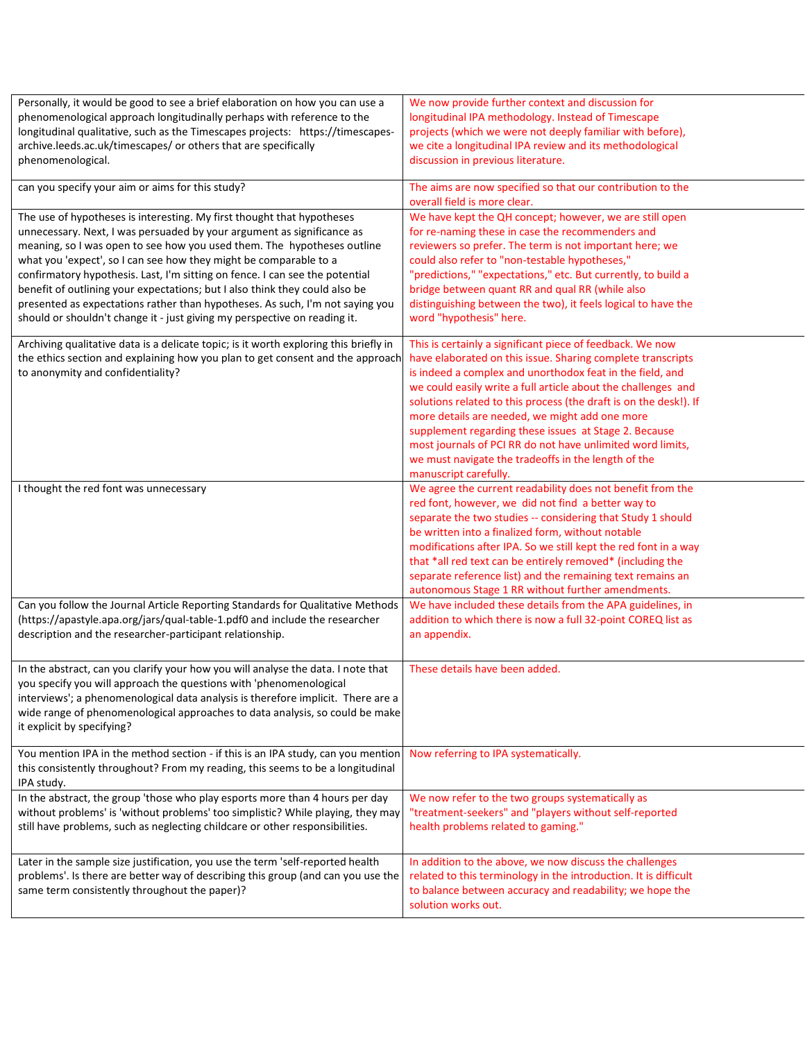| | |
|---|---|
| Personally, it would be good to see a brief elaboration on how you can use a phenomenological approach longitudinally perhaps with reference to the longitudinal qualitative, such as the Timescapes projects: https://timescapes-archive.leeds.ac.uk/timescapes/ or others that are specifically phenomenological. | We now provide further context and discussion for longitudinal IPA methodology. Instead of Timescape projects (which we were not deeply familiar with before), we cite a longitudinal IPA review and its methodological discussion in previous literature. |
| can you specify your aim or aims for this study? | The aims are now specified so that our contribution to the overall field is more clear. |
| The use of hypotheses is interesting. My first thought that hypotheses unnecessary. Next, I was persuaded by your argument as significance as meaning, so I was open to see how you used them. The hypotheses outline what you 'expect', so I can see how they might be comparable to a confirmatory hypothesis. Last, I'm sitting on fence. I can see the potential benefit of outlining your expectations; but I also think they could also be presented as expectations rather than hypotheses. As such, I'm not saying you should or shouldn't change it - just giving my perspective on reading it. | We have kept the QH concept; however, we are still open for re-naming these in case the recommenders and reviewers so prefer. The term is not important here; we could also refer to "non-testable hypotheses," "predictions," "expectations," etc. But currently, to build a bridge between quant RR and qual RR (while also distinguishing between the two), it feels logical to have the word "hypothesis" here. |
| Archiving qualitative data is a delicate topic; is it worth exploring this briefly in the ethics section and explaining how you plan to get consent and the approach to anonymity and confidentiality? | This is certainly a significant piece of feedback. We now have elaborated on this issue. Sharing complete transcripts is indeed a complex and unorthodox feat in the field, and we could easily write a full article about the challenges and solutions related to this process (the draft is on the desk!). If more details are needed, we might add one more supplement regarding these issues at Stage 2. Because most journals of PCI RR do not have unlimited word limits, we must navigate the tradeoffs in the length of the manuscript carefully. |
| I thought the red font was unnecessary | We agree the current readability does not benefit from the red font, however, we did not find a better way to separate the two studies -- considering that Study 1 should be written into a finalized form, without notable modifications after IPA. So we still kept the red font in a way that *all red text can be entirely removed* (including the separate reference list) and the remaining text remains an autonomous Stage 1 RR without further amendments. |
| Can you follow the Journal Article Reporting Standards for Qualitative Methods (https://apastyle.apa.org/jars/qual-table-1.pdf0 and include the researcher description and the researcher-participant relationship. | We have included these details from the APA guidelines, in addition to which there is now a full 32-point COREQ list as an appendix. |
| In the abstract, can you clarify your how you will analyse the data. I note that you specify you will approach the questions with 'phenomenological interviews'; a phenomenological data analysis is therefore implicit. There are a wide range of phenomenological approaches to data analysis, so could be make it explicit by specifying? | These details have been added. |
| You mention IPA in the method section - if this is an IPA study, can you mention this consistently throughout? From my reading, this seems to be a longitudinal IPA study. | Now referring to IPA systematically. |
| In the abstract, the group 'those who play esports more than 4 hours per day without problems' is 'without problems' too simplistic? While playing, they may still have problems, such as neglecting childcare or other responsibilities. | We now refer to the two groups systematically as "treatment-seekers" and "players without self-reported health problems related to gaming." |
| Later in the sample size justification, you use the term 'self-reported health problems'. Is there are better way of describing this group (and can you use the same term consistently throughout the paper)? | In addition to the above, we now discuss the challenges related to this terminology in the introduction. It is difficult to balance between accuracy and readability; we hope the solution works out. |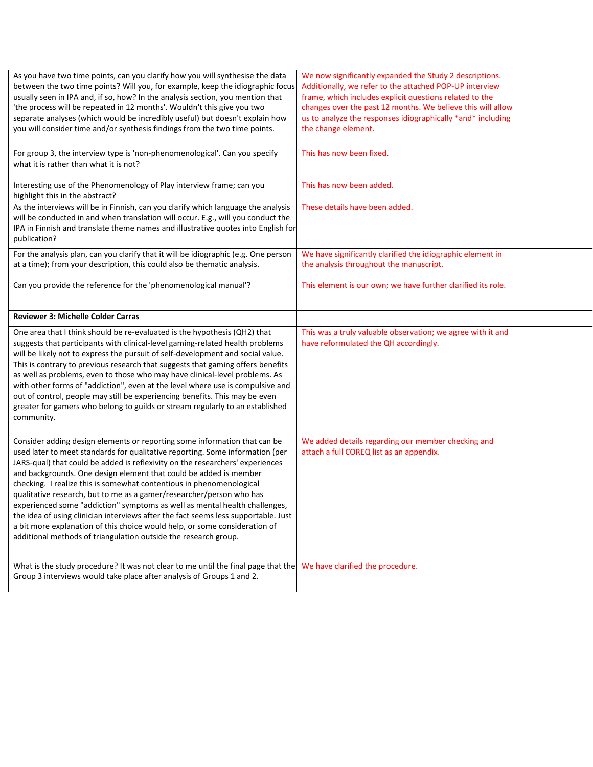| | |
|---|---|
| As you have two time points, can you clarify how you will synthesise the data between the two time points? Will you, for example, keep the idiographic focus usually seen in IPA and, if so, how? In the analysis section, you mention that 'the process will be repeated in 12 months'. Wouldn't this give you two separate analyses (which would be incredibly useful) but doesn't explain how you will consider time and/or synthesis findings from the two time points. | We now significantly expanded the Study 2 descriptions. Additionally, we refer to the attached POP-UP interview frame, which includes explicit questions related to the changes over the past 12 months. We believe this will allow us to analyze the responses idiographically *and* including the change element. |
| For group 3, the interview type is 'non-phenomenological'. Can you specify what it is rather than what it is not? | This has now been fixed. |
| Interesting use of the Phenomenology of Play interview frame; can you highlight this in the abstract? | This has now been added. |
| As the interviews will be in Finnish, can you clarify which language the analysis will be conducted in and when translation will occur. E.g., will you conduct the IPA in Finnish and translate theme names and illustrative quotes into English for publication? | These details have been added. |
| For the analysis plan, can you clarify that it will be idiographic (e.g. One person at a time); from your description, this could also be thematic analysis. | We have significantly clarified the idiographic element in the analysis throughout the manuscript. |
| Can you provide the reference for the 'phenomenological manual'? | This element is our own; we have further clarified its role. |
| | |
| **Reviewer 3: Michelle Colder Carras** | |
| One area that I think should be re-evaluated is the hypothesis (QH2) that suggests that participants with clinical-level gaming-related health problems will be likely not to express the pursuit of self-development and social value. This is contrary to previous research that suggests that gaming offers benefits as well as problems, even to those who may have clinical-level problems. As with other forms of "addiction", even at the level where use is compulsive and out of control, people may still be experiencing benefits. This may be even greater for gamers who belong to guilds or stream regularly to an established community. | This was a truly valuable observation; we agree with it and have reformulated the QH accordingly. |
| Consider adding design elements or reporting some information that can be used later to meet standards for qualitative reporting. Some information (per JARS-qual) that could be added is reflexivity on the researchers' experiences and backgrounds. One design element that could be added is member checking. I realize this is somewhat contentious in phenomenological qualitative research, but to me as a gamer/researcher/person who has experienced some "addiction" symptoms as well as mental health challenges, the idea of using clinician interviews after the fact seems less supportable. Just a bit more explanation of this choice would help, or some consideration of additional methods of triangulation outside the research group. | We added details regarding our member checking and attach a full COREQ list as an appendix. |
| What is the study procedure? It was not clear to me until the final page that the Group 3 interviews would take place after analysis of Groups 1 and 2. | We have clarified the procedure. |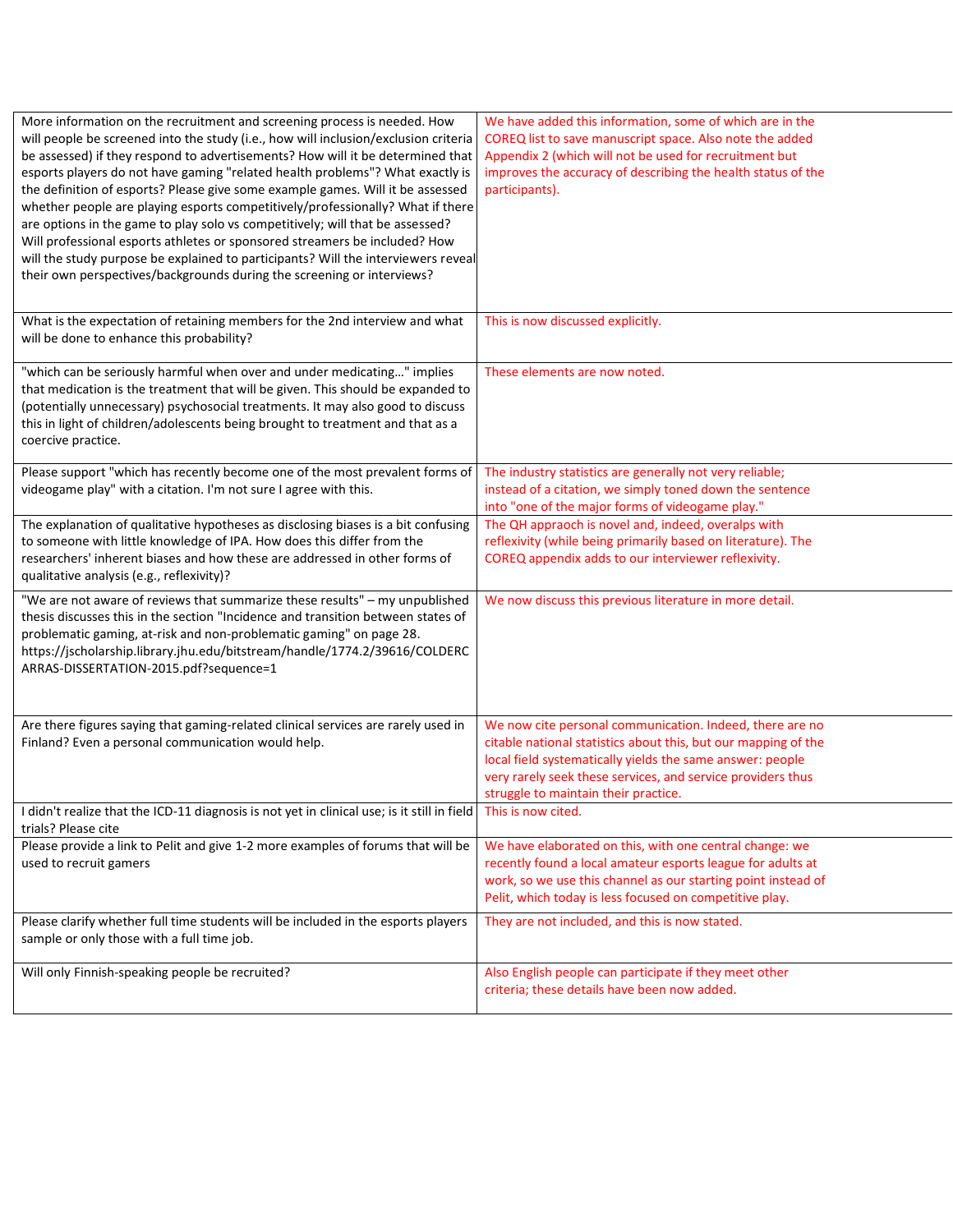| | |
|---|---|
| More information on the recruitment and screening process is needed. How will people be screened into the study (i.e., how will inclusion/exclusion criteria be assessed) if they respond to advertisements? How will it be determined that esports players do not have gaming "related health problems"? What exactly is the definition of esports? Please give some example games. Will it be assessed whether people are playing esports competitively/professionally? What if there are options in the game to play solo vs competitively; will that be assessed? Will professional esports athletes or sponsored streamers be included? How will the study purpose be explained to participants? Will the interviewers reveal their own perspectives/backgrounds during the screening or interviews? | We have added this information, some of which are in the COREQ list to save manuscript space. Also note the added Appendix 2 (which will not be used for recruitment but improves the accuracy of describing the health status of the participants). |
| What is the expectation of retaining members for the 2nd interview and what will be done to enhance this probability? | This is now discussed explicitly. |
| "which can be seriously harmful when over and under medicating…" implies that medication is the treatment that will be given. This should be expanded to (potentially unnecessary) psychosocial treatments. It may also good to discuss this in light of children/adolescents being brought to treatment and that as a coercive practice. | These elements are now noted. |
| Please support "which has recently become one of the most prevalent forms of videogame play" with a citation. I'm not sure I agree with this. | The industry statistics are generally not very reliable; instead of a citation, we simply toned down the sentence into "one of the major forms of videogame play." |
| The explanation of qualitative hypotheses as disclosing biases is a bit confusing to someone with little knowledge of IPA. How does this differ from the researchers' inherent biases and how these are addressed in other forms of qualitative analysis (e.g., reflexivity)? | The QH appraoch is novel and, indeed, overalps with reflexivity (while being primarily based on literature). The COREQ appendix adds to our interviewer reflexivity. |
| "We are not aware of reviews that summarize these results" – my unpublished thesis discusses this in the section "Incidence and transition between states of problematic gaming, at-risk and non-problematic gaming" on page 28. https://jscholarship.library.jhu.edu/bitstream/handle/1774.2/39616/COLDERCARRAS-DISSERTATION-2015.pdf?sequence=1 | We now discuss this previous literature in more detail. |
| Are there figures saying that gaming-related clinical services are rarely used in Finland? Even a personal communication would help. | We now cite personal communication. Indeed, there are no citable national statistics about this, but our mapping of the local field systematically yields the same answer: people very rarely seek these services, and service providers thus struggle to maintain their practice. |
| I didn't realize that the ICD-11 diagnosis is not yet in clinical use; is it still in field trials? Please cite | This is now cited. |
| Please provide a link to Pelit and give 1-2 more examples of forums that will be used to recruit gamers | We have elaborated on this, with one central change: we recently found a local amateur esports league for adults at work, so we use this channel as our starting point instead of Pelit, which today is less focused on competitive play. |
| Please clarify whether full time students will be included in the esports players sample or only those with a full time job. | They are not included, and this is now stated. |
| Will only Finnish-speaking people be recruited? | Also English people can participate if they meet other criteria; these details have been now added. |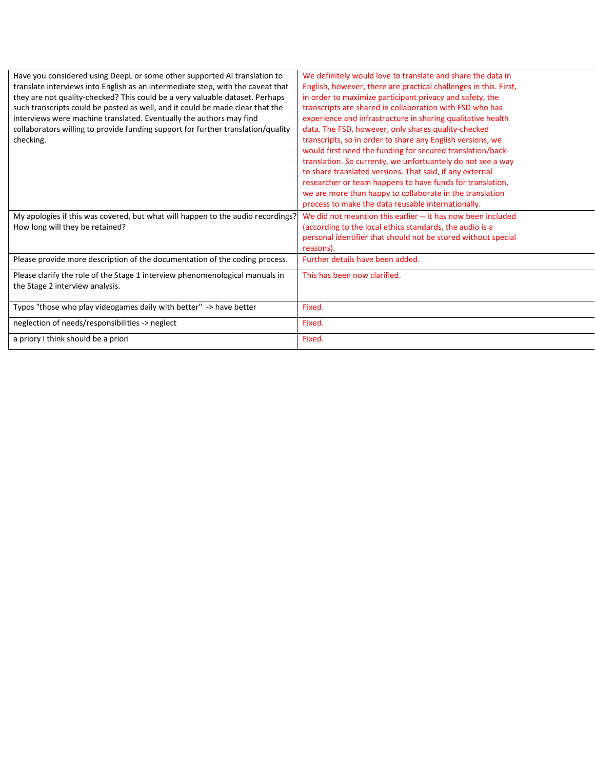| | |
|---|---|
| Have you considered using DeepL or some other supported AI translation to translate interviews into English as an intermediate step, with the caveat that they are not quality-checked? This could be a very valuable dataset. Perhaps such transcripts could be posted as well, and it could be made clear that the interviews were machine translated. Eventually the authors may find collaborators willing to provide funding support for further translation/quality checking. | We definitely would love to translate and share the data in English, however, there are practical challenges in this. First, in order to maximize participant privacy and safety, the transcripts are shared in collaboration with FSD who has experience and infrastructure in sharing qualitative health data. The FSD, however, only shares quality-checked transcripts, so in order to share any English versions, we would first need the funding for secured translation/back-translation. So currenty, we unfortuantely do not see a way to share translated versions. That said, if any external researcher or team happens to have funds for translation, we are more than happy to collaborate in the translation process to make the data reusable internationally. |
| My apologies if this was covered, but what will happen to the audio recordings? How long will they be retained? | We did not meantion this earlier -- it has now been included (according to the local ethics standards, the audio is a personal identifier that should not be stored without special reasons). |
| Please provide more description of the documentation of the coding process. | Further details have been added. |
| Please clarify the role of the Stage 1 interview phenomenological manuals in the Stage 2 interview analysis. | This has been now clarified. |
| Typos "those who play videogames daily with better" -> have better | Fixed. |
| neglection of needs/responsibilities -> neglect | Fixed. |
| a priory I think should be a priori | Fixed. |